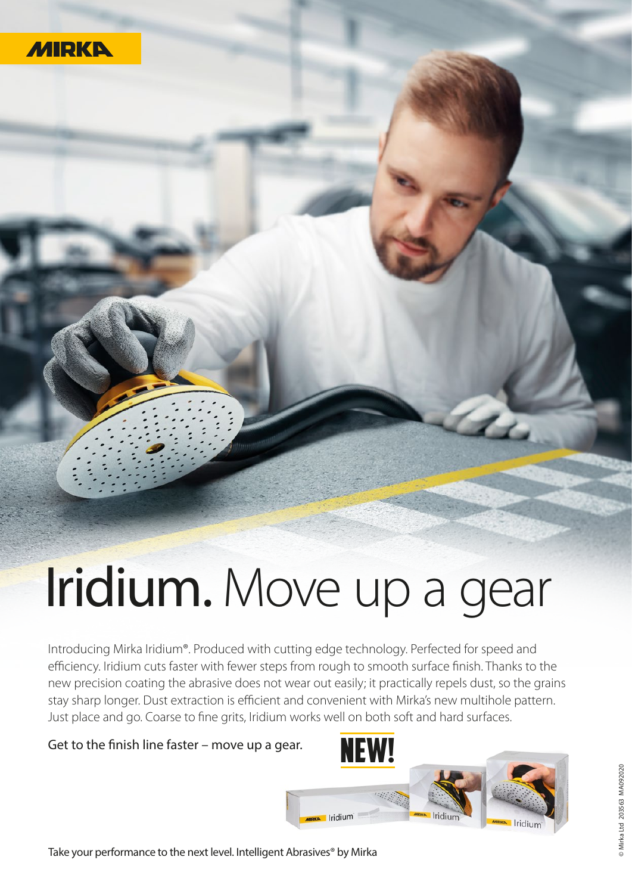MIRKA

# Iridium. Move up a gear

Introducing Mirka Iridium®. Produced with cutting edge technology. Perfected for speed and efficiency. Iridium cuts faster with fewer steps from rough to smooth surface finish. Thanks to the new precision coating the abrasive does not wear out easily; it practically repels dust, so the grains stay sharp longer. Dust extraction is efficient and convenient with Mirka's new multihole pattern. Just place and go. Coarse to fine grits, Iridium works well on both soft and hard surfaces.

Get to the finish line faster – move up a gear.

**NEW!**

Take your performance to the next level. Intelligent Abrasives® by Mirka

© Mirka Ltd 203563 MA092020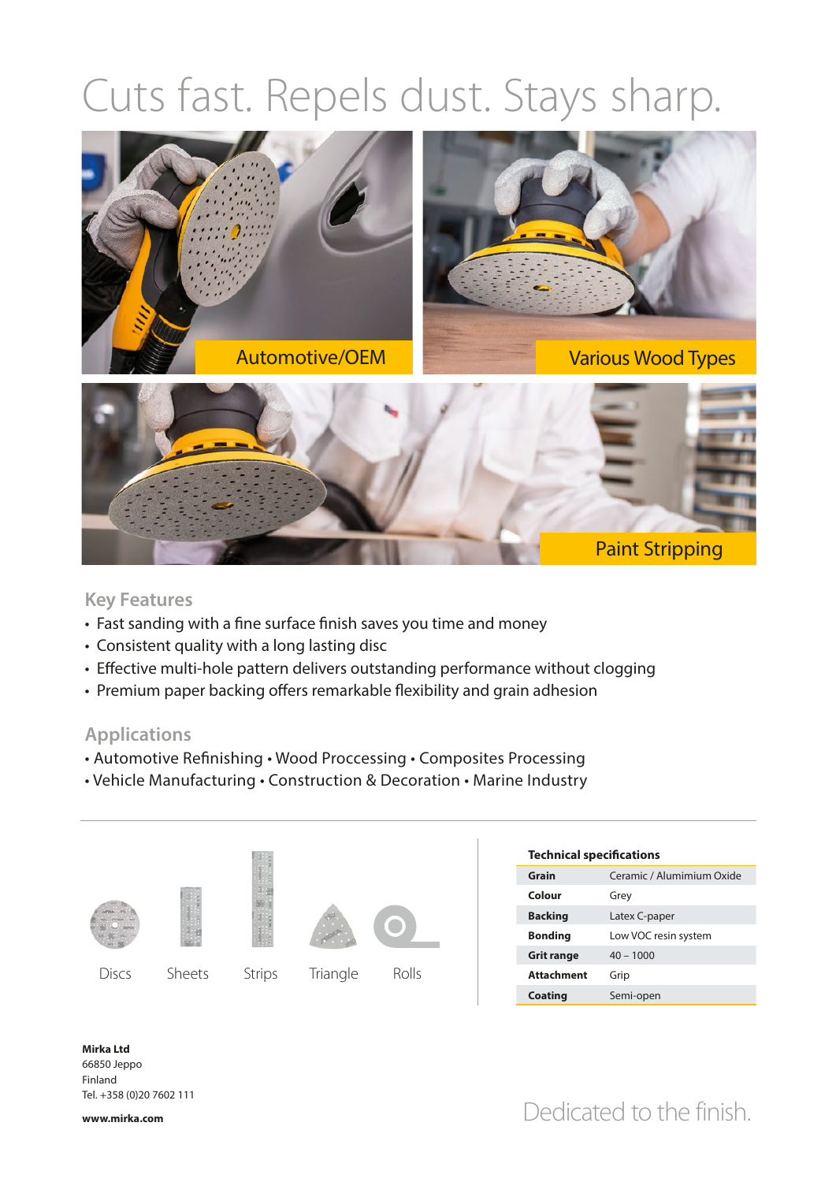# Cuts fast. Repels dust. Stays sharp.

Automotive/OEM

Various Wood Types

Paint Stripping

## Key Features

- Fast sanding with a fine surface finish saves you time and money
- Consistent quality with a long lasting disc
- Effective multi-hole pattern delivers outstanding performance without clogging
- Premium paper backing offers remarkable flexibility and grain adhesion

## Applications

• Automotive Refinishing • Wood Proccessing • Composites Processing
• Vehicle Manufacturing • Construction & Decoration • Marine Industry

Discs Sheets Strips Triangle Rolls

**Technical specifications**

| | |
|---|---|
| **Grain** | Ceramic / Alumimium Oxide |
| **Colour** | Grey |
| **Backing** | Latex C-paper |
| **Bonding** | Low VOC resin system |
| **Grit range** | 40 – 1000 |
| **Attachment** | Grip |
| **Coating** | Semi-open |

**Mirka Ltd**
66850 Jeppo
Finland
Tel. +358 (0)20 7602 111

**www.mirka.com**

Dedicated to the finish.